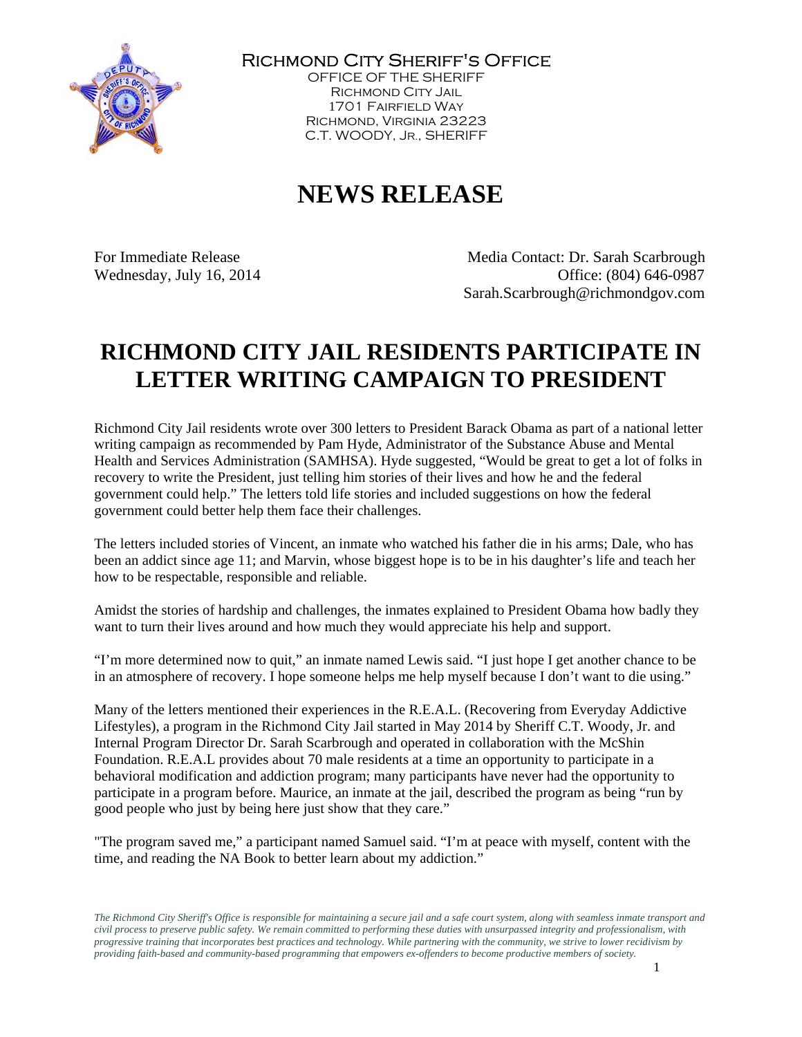Richmond City Sheriff's Office
OFFICE OF THE SHERIFF
Richmond City Jail
1701 Fairfield Way
Richmond, Virginia 23223
C.T. WOODY, Jr., SHERIFF

# NEWS RELEASE

For Immediate Release
Wednesday, July 16, 2014

Media Contact: Dr. Sarah Scarbrough
Office: (804) 646-0987
Sarah.Scarbrough@richmondgov.com

## RICHMOND CITY JAIL RESIDENTS PARTICIPATE IN LETTER WRITING CAMPAIGN TO PRESIDENT

Richmond City Jail residents wrote over 300 letters to President Barack Obama as part of a national letter writing campaign as recommended by Pam Hyde, Administrator of the Substance Abuse and Mental Health and Services Administration (SAMHSA). Hyde suggested, "Would be great to get a lot of folks in recovery to write the President, just telling him stories of their lives and how he and the federal government could help." The letters told life stories and included suggestions on how the federal government could better help them face their challenges.

The letters included stories of Vincent, an inmate who watched his father die in his arms; Dale, who has been an addict since age 11; and Marvin, whose biggest hope is to be in his daughter's life and teach her how to be respectable, responsible and reliable.

Amidst the stories of hardship and challenges, the inmates explained to President Obama how badly they want to turn their lives around and how much they would appreciate his help and support.

"I'm more determined now to quit," an inmate named Lewis said. "I just hope I get another chance to be in an atmosphere of recovery. I hope someone helps me help myself because I don't want to die using."

Many of the letters mentioned their experiences in the R.E.A.L. (Recovering from Everyday Addictive Lifestyles), a program in the Richmond City Jail started in May 2014 by Sheriff C.T. Woody, Jr. and Internal Program Director Dr. Sarah Scarbrough and operated in collaboration with the McShin Foundation. R.E.A.L provides about 70 male residents at a time an opportunity to participate in a behavioral modification and addiction program; many participants have never had the opportunity to participate in a program before. Maurice, an inmate at the jail, described the program as being "run by good people who just by being here just show that they care."

"The program saved me," a participant named Samuel said. "I'm at peace with myself, content with the time, and reading the NA Book to better learn about my addiction."

*The Richmond City Sheriff's Office is responsible for maintaining a secure jail and a safe court system, along with seamless inmate transport and civil process to preserve public safety. We remain committed to performing these duties with unsurpassed integrity and professionalism, with progressive training that incorporates best practices and technology. While partnering with the community, we strive to lower recidivism by providing faith-based and community-based programming that empowers ex-offenders to become productive members of society.*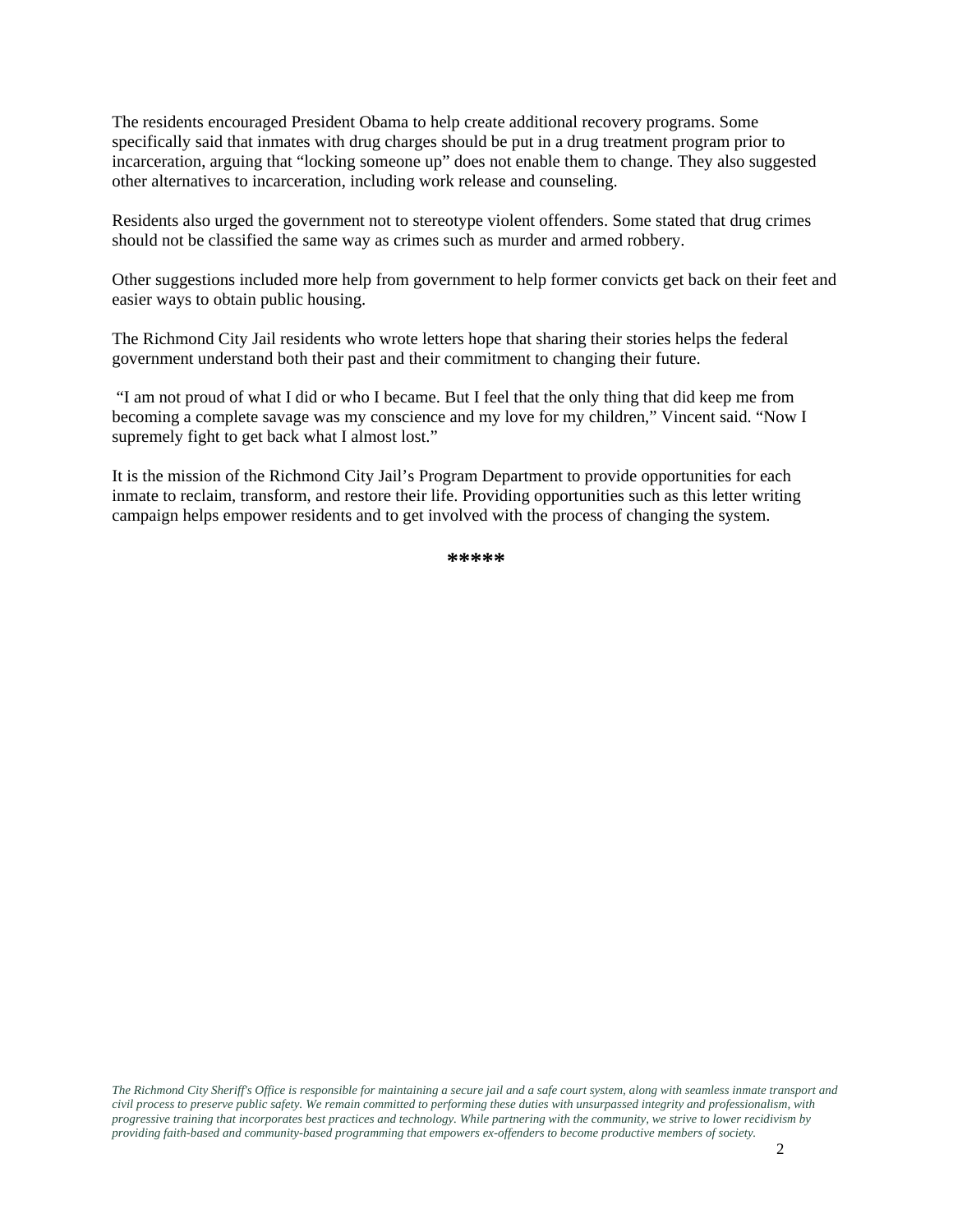The residents encouraged President Obama to help create additional recovery programs. Some specifically said that inmates with drug charges should be put in a drug treatment program prior to incarceration, arguing that "locking someone up" does not enable them to change. They also suggested other alternatives to incarceration, including work release and counseling.

Residents also urged the government not to stereotype violent offenders. Some stated that drug crimes should not be classified the same way as crimes such as murder and armed robbery.

Other suggestions included more help from government to help former convicts get back on their feet and easier ways to obtain public housing.

The Richmond City Jail residents who wrote letters hope that sharing their stories helps the federal government understand both their past and their commitment to changing their future.

"I am not proud of what I did or who I became. But I feel that the only thing that did keep me from becoming a complete savage was my conscience and my love for my children," Vincent said. "Now I supremely fight to get back what I almost lost."

It is the mission of the Richmond City Jail's Program Department to provide opportunities for each inmate to reclaim, transform, and restore their life. Providing opportunities such as this letter writing campaign helps empower residents and to get involved with the process of changing the system.

**\*\*\*\*\***

*The Richmond City Sheriff's Office is responsible for maintaining a secure jail and a safe court system, along with seamless inmate transport and civil process to preserve public safety. We remain committed to performing these duties with unsurpassed integrity and professionalism, with progressive training that incorporates best practices and technology. While partnering with the community, we strive to lower recidivism by providing faith-based and community-based programming that empowers ex-offenders to become productive members of society.*